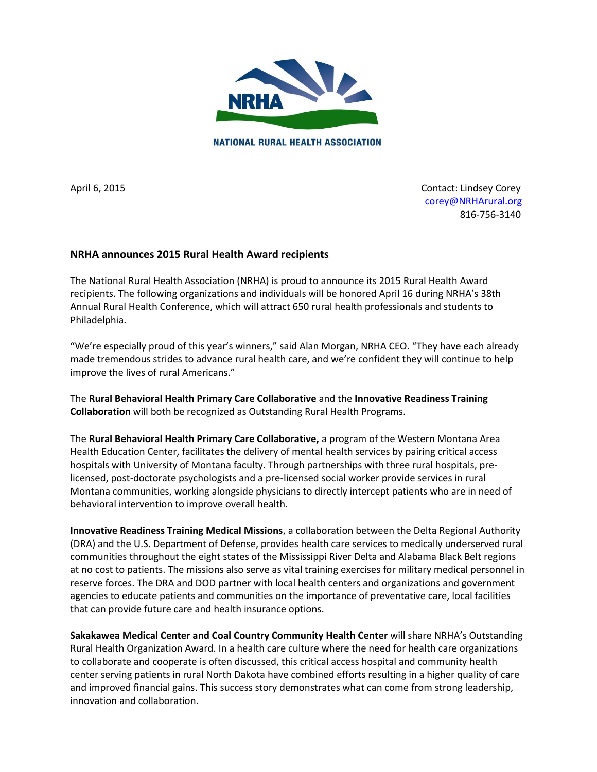NATIONAL RURAL HEALTH ASSOCIATION

April 6, 2015

Contact: Lindsey Corey
corey@NRHArural.org
816-756-3140

## NRHA announces 2015 Rural Health Award recipients

The National Rural Health Association (NRHA) is proud to announce its 2015 Rural Health Award recipients. The following organizations and individuals will be honored April 16 during NRHA's 38th Annual Rural Health Conference, which will attract 650 rural health professionals and students to Philadelphia.

"We're especially proud of this year's winners," said Alan Morgan, NRHA CEO. "They have each already made tremendous strides to advance rural health care, and we're confident they will continue to help improve the lives of rural Americans."

The **Rural Behavioral Health Primary Care Collaborative** and the **Innovative Readiness Training Collaboration** will both be recognized as Outstanding Rural Health Programs.

The **Rural Behavioral Health Primary Care Collaborative,** a program of the Western Montana Area Health Education Center, facilitates the delivery of mental health services by pairing critical access hospitals with University of Montana faculty. Through partnerships with three rural hospitals, pre-licensed, post-doctorate psychologists and a pre-licensed social worker provide services in rural Montana communities, working alongside physicians to directly intercept patients who are in need of behavioral intervention to improve overall health.

**Innovative Readiness Training Medical Missions**, a collaboration between the Delta Regional Authority (DRA) and the U.S. Department of Defense, provides health care services to medically underserved rural communities throughout the eight states of the Mississippi River Delta and Alabama Black Belt regions at no cost to patients. The missions also serve as vital training exercises for military medical personnel in reserve forces. The DRA and DOD partner with local health centers and organizations and government agencies to educate patients and communities on the importance of preventative care, local facilities that can provide future care and health insurance options.

**Sakakawea Medical Center and Coal Country Community Health Center** will share NRHA's Outstanding Rural Health Organization Award. In a health care culture where the need for health care organizations to collaborate and cooperate is often discussed, this critical access hospital and community health center serving patients in rural North Dakota have combined efforts resulting in a higher quality of care and improved financial gains. This success story demonstrates what can come from strong leadership, innovation and collaboration.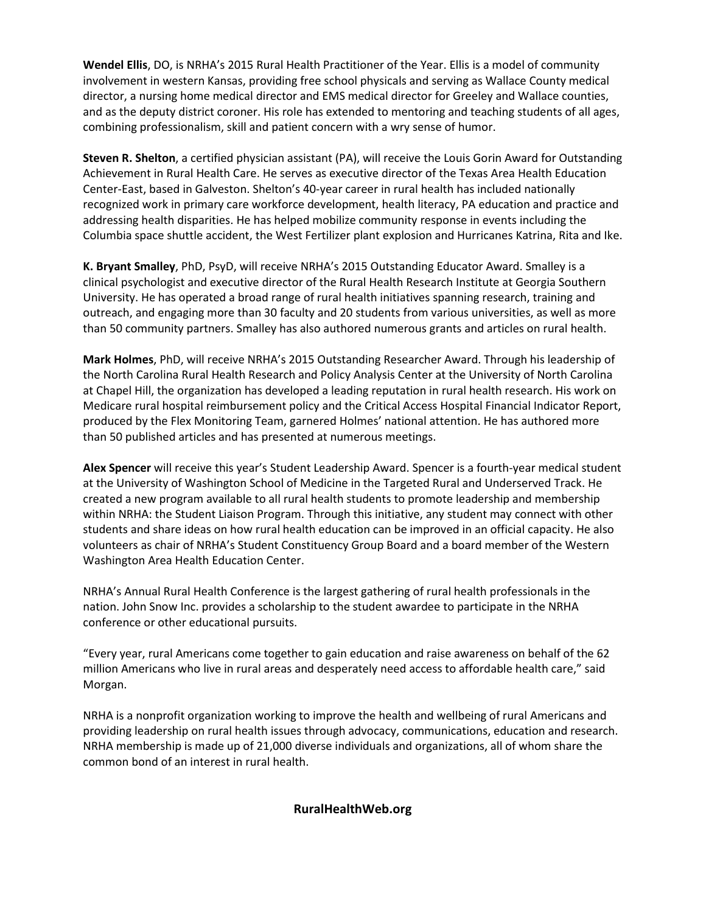**Wendel Ellis**, DO, is NRHA's 2015 Rural Health Practitioner of the Year. Ellis is a model of community involvement in western Kansas, providing free school physicals and serving as Wallace County medical director, a nursing home medical director and EMS medical director for Greeley and Wallace counties, and as the deputy district coroner. His role has extended to mentoring and teaching students of all ages, combining professionalism, skill and patient concern with a wry sense of humor.

**Steven R. Shelton**, a certified physician assistant (PA), will receive the Louis Gorin Award for Outstanding Achievement in Rural Health Care. He serves as executive director of the Texas Area Health Education Center-East, based in Galveston. Shelton's 40-year career in rural health has included nationally recognized work in primary care workforce development, health literacy, PA education and practice and addressing health disparities. He has helped mobilize community response in events including the Columbia space shuttle accident, the West Fertilizer plant explosion and Hurricanes Katrina, Rita and Ike.

**K. Bryant Smalley**, PhD, PsyD, will receive NRHA's 2015 Outstanding Educator Award. Smalley is a clinical psychologist and executive director of the Rural Health Research Institute at Georgia Southern University. He has operated a broad range of rural health initiatives spanning research, training and outreach, and engaging more than 30 faculty and 20 students from various universities, as well as more than 50 community partners. Smalley has also authored numerous grants and articles on rural health.

**Mark Holmes**, PhD, will receive NRHA's 2015 Outstanding Researcher Award. Through his leadership of the North Carolina Rural Health Research and Policy Analysis Center at the University of North Carolina at Chapel Hill, the organization has developed a leading reputation in rural health research. His work on Medicare rural hospital reimbursement policy and the Critical Access Hospital Financial Indicator Report, produced by the Flex Monitoring Team, garnered Holmes' national attention. He has authored more than 50 published articles and has presented at numerous meetings.

**Alex Spencer** will receive this year's Student Leadership Award. Spencer is a fourth-year medical student at the University of Washington School of Medicine in the Targeted Rural and Underserved Track. He created a new program available to all rural health students to promote leadership and membership within NRHA: the Student Liaison Program. Through this initiative, any student may connect with other students and share ideas on how rural health education can be improved in an official capacity. He also volunteers as chair of NRHA's Student Constituency Group Board and a board member of the Western Washington Area Health Education Center.

NRHA's Annual Rural Health Conference is the largest gathering of rural health professionals in the nation. John Snow Inc. provides a scholarship to the student awardee to participate in the NRHA conference or other educational pursuits.

"Every year, rural Americans come together to gain education and raise awareness on behalf of the 62 million Americans who live in rural areas and desperately need access to affordable health care," said Morgan.

NRHA is a nonprofit organization working to improve the health and wellbeing of rural Americans and providing leadership on rural health issues through advocacy, communications, education and research. NRHA membership is made up of 21,000 diverse individuals and organizations, all of whom share the common bond of an interest in rural health.

**RuralHealthWeb.org**